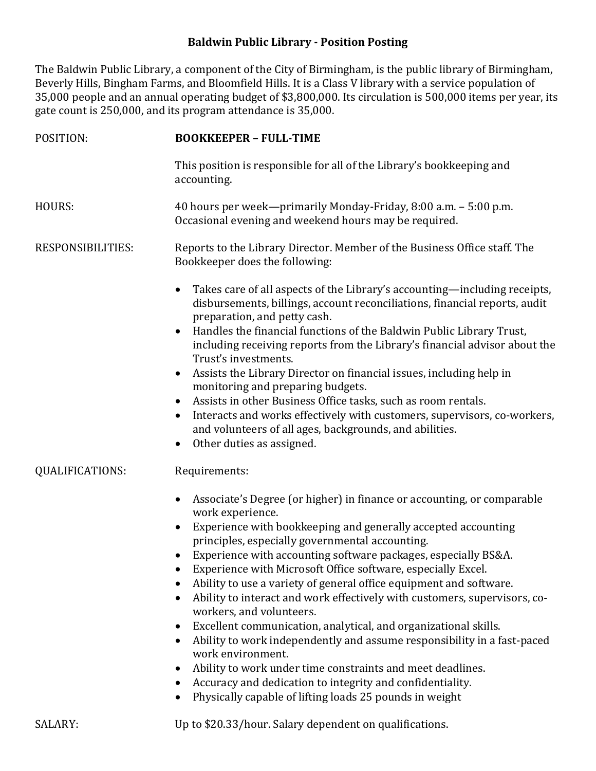# Baldwin Public Library - Position Posting

The Baldwin Public Library, a component of the City of Birmingham, is the public library of Birmingham, Beverly Hills, Bingham Farms, and Bloomfield Hills. It is a Class V library with a service population of 35,000 people and an annual operating budget of $3,800,000. Its circulation is 500,000 items per year, its gate count is 250,000, and its program attendance is 35,000.

**POSITION:** **BOOKKEEPER – FULL-TIME**

This position is responsible for all of the Library's bookkeeping and accounting.

**HOURS:** 40 hours per week—primarily Monday-Friday, 8:00 a.m. – 5:00 p.m. Occasional evening and weekend hours may be required.

**RESPONSIBILITIES:** Reports to the Library Director. Member of the Business Office staff. The Bookkeeper does the following:

- Takes care of all aspects of the Library's accounting—including receipts, disbursements, billings, account reconciliations, financial reports, audit preparation, and petty cash.
- Handles the financial functions of the Baldwin Public Library Trust, including receiving reports from the Library's financial advisor about the Trust's investments.
- Assists the Library Director on financial issues, including help in monitoring and preparing budgets.
- Assists in other Business Office tasks, such as room rentals.
- Interacts and works effectively with customers, supervisors, co-workers, and volunteers of all ages, backgrounds, and abilities.
- Other duties as assigned.

**QUALIFICATIONS:** Requirements:

- Associate's Degree (or higher) in finance or accounting, or comparable work experience.
- Experience with bookkeeping and generally accepted accounting principles, especially governmental accounting.
- Experience with accounting software packages, especially BS&A.
- Experience with Microsoft Office software, especially Excel.
- Ability to use a variety of general office equipment and software.
- Ability to interact and work effectively with customers, supervisors, co-workers, and volunteers.
- Excellent communication, analytical, and organizational skills.
- Ability to work independently and assume responsibility in a fast-paced work environment.
- Ability to work under time constraints and meet deadlines.
- Accuracy and dedication to integrity and confidentiality.
- Physically capable of lifting loads 25 pounds in weight

**SALARY:** Up to $20.33/hour. Salary dependent on qualifications.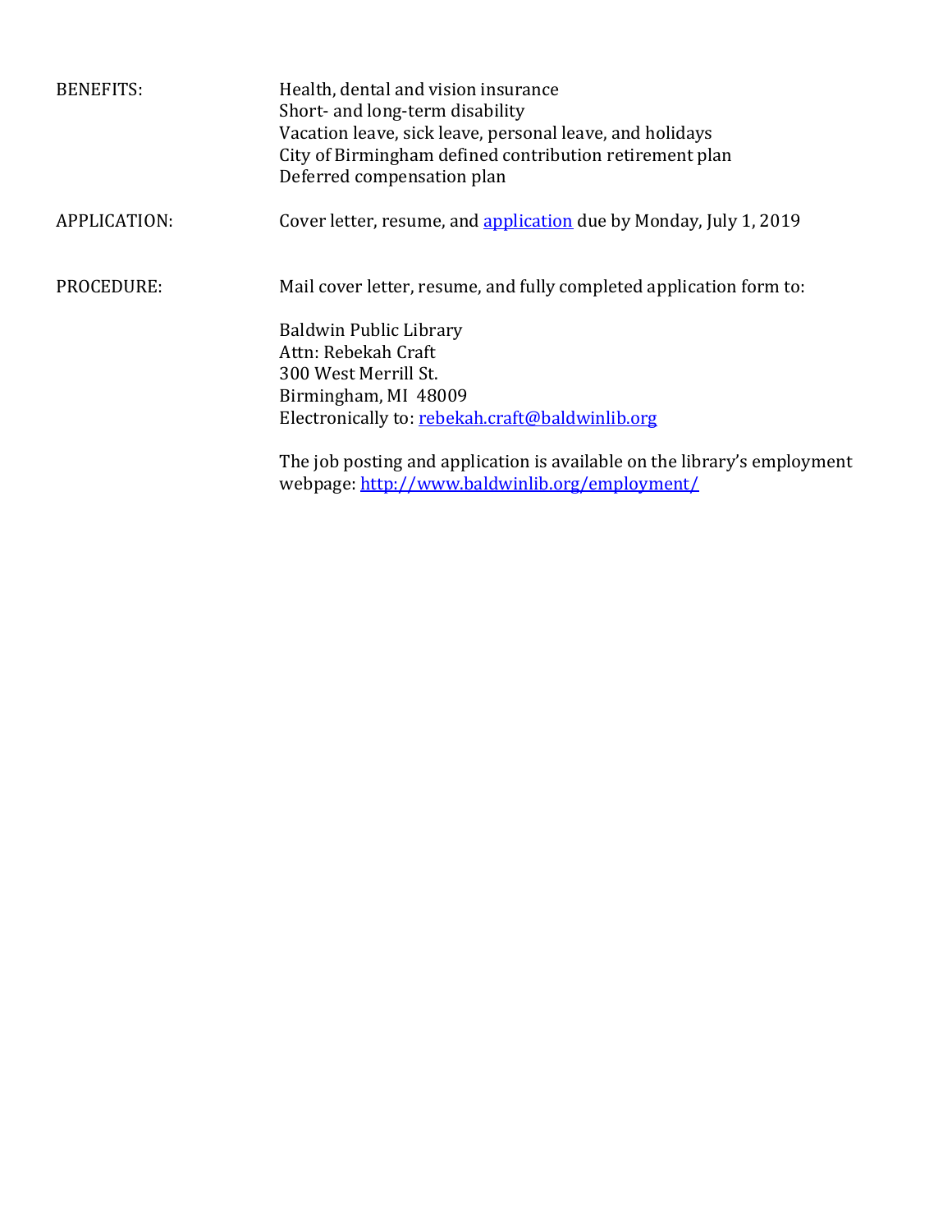BENEFITS:

Health, dental and vision insurance
Short- and long-term disability
Vacation leave, sick leave, personal leave, and holidays
City of Birmingham defined contribution retirement plan
Deferred compensation plan

APPLICATION:

Cover letter, resume, and application due by Monday, July 1, 2019

PROCEDURE:

Mail cover letter, resume, and fully completed application form to:

Baldwin Public Library
Attn: Rebekah Craft
300 West Merrill St.
Birmingham, MI 48009
Electronically to: rebekah.craft@baldwinlib.org

The job posting and application is available on the library's employment webpage: http://www.baldwinlib.org/employment/